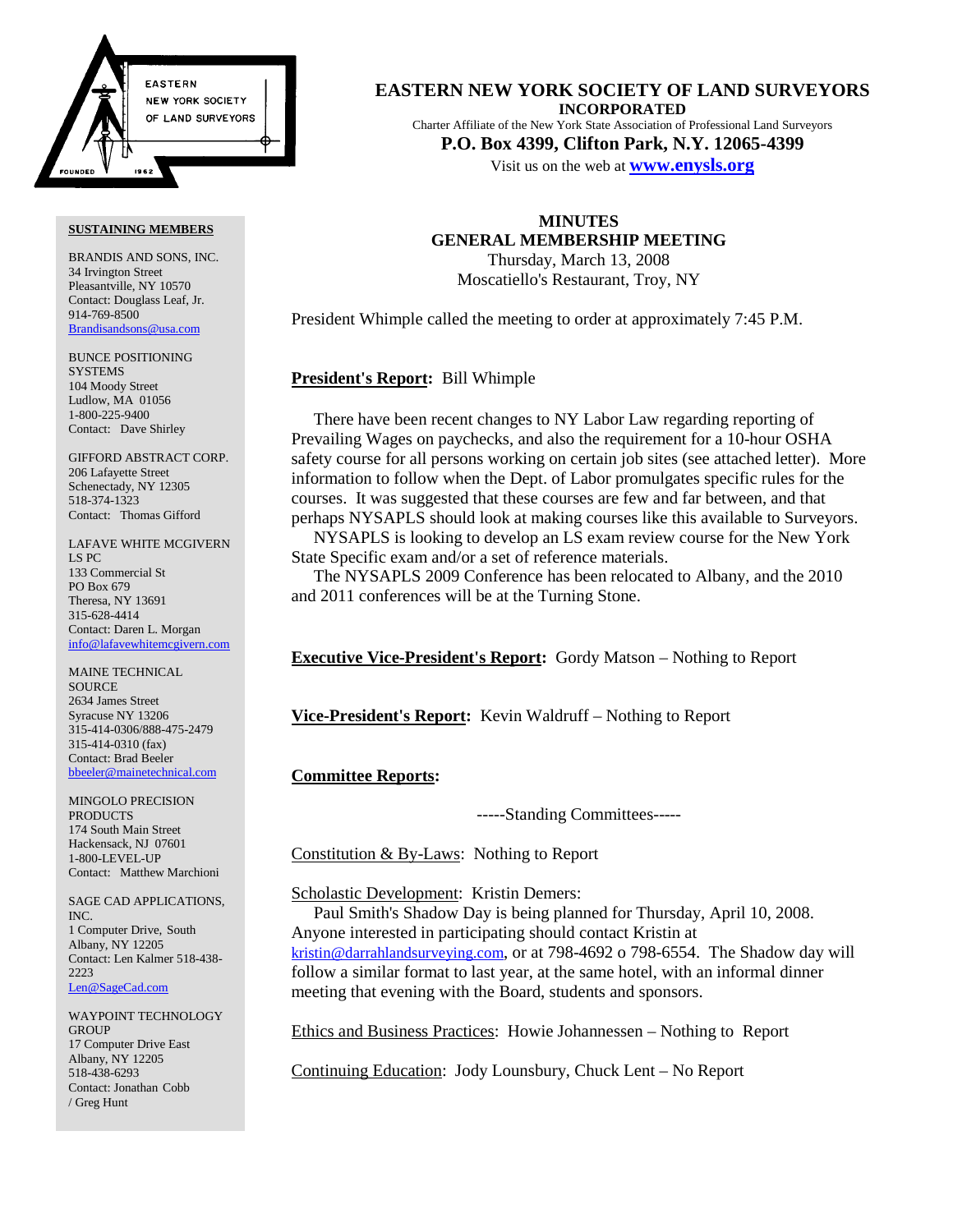# EASTERN NEW YORK SOCIETY OF LAND SURVEYORS

**INCORPORATED**

Charter Affiliate of the New York State Association of Professional Land Surveyors

**P.O. Box 4399, Clifton Park, N.Y. 12065-4399**

Visit us on the web at **www.enysls.org**

**SUSTAINING MEMBERS**

BRANDIS AND SONS, INC.
34 Irvington Street
Pleasantville, NY 10570
Contact: Douglass Leaf, Jr.
914-769-8500
Brandisandsons@usa.com

BUNCE POSITIONING SYSTEMS
104 Moody Street
Ludlow, MA 01056
1-800-225-9400
Contact: Dave Shirley

GIFFORD ABSTRACT CORP.
206 Lafayette Street
Schenectady, NY 12305
518-374-1323
Contact: Thomas Gifford

LAFAVE WHITE MCGIVERN LS PC
133 Commercial St
PO Box 679
Theresa, NY 13691
315-628-4414
Contact: Daren L. Morgan
info@lafavewhitemcgivern.com

MAINE TECHNICAL SOURCE
2634 James Street
Syracuse NY 13206
315-414-0306/888-475-2479
315-414-0310 (fax)
Contact: Brad Beeler
bbeeler@mainetechnical.com

MINGOLO PRECISION PRODUCTS
174 South Main Street
Hackensack, NJ 07601
1-800-LEVEL-UP
Contact: Matthew Marchioni

SAGE CAD APPLICATIONS, INC.
1 Computer Drive, South
Albany, NY 12205
Contact: Len Kalmer 518-438-2223
Len@SageCad.com

WAYPOINT TECHNOLOGY GROUP
17 Computer Drive East
Albany, NY 12205
518-438-6293
Contact: Jonathan Cobb / Greg Hunt

## MINUTES
## GENERAL MEMBERSHIP MEETING

Thursday, March 13, 2008
Moscatiello's Restaurant, Troy, NY

President Whimple called the meeting to order at approximately 7:45 P.M.

**President's Report:** Bill Whimple

There have been recent changes to NY Labor Law regarding reporting of Prevailing Wages on paychecks, and also the requirement for a 10-hour OSHA safety course for all persons working on certain job sites (see attached letter). More information to follow when the Dept. of Labor promulgates specific rules for the courses. It was suggested that these courses are few and far between, and that perhaps NYSAPLS should look at making courses like this available to Surveyors.

NYSAPLS is looking to develop an LS exam review course for the New York State Specific exam and/or a set of reference materials.

The NYSAPLS 2009 Conference has been relocated to Albany, and the 2010 and 2011 conferences will be at the Turning Stone.

**Executive Vice-President's Report:** Gordy Matson – Nothing to Report

**Vice-President's Report:** Kevin Waldruff – Nothing to Report

**Committee Reports:**

-----Standing Committees-----

Constitution & By-Laws: Nothing to Report

Scholastic Development: Kristin Demers:

Paul Smith's Shadow Day is being planned for Thursday, April 10, 2008. Anyone interested in participating should contact Kristin at kristin@darrahlandsurveying.com, or at 798-4692 o 798-6554. The Shadow day will follow a similar format to last year, at the same hotel, with an informal dinner meeting that evening with the Board, students and sponsors.

Ethics and Business Practices: Howie Johannessen – Nothing to Report

Continuing Education: Jody Lounsbury, Chuck Lent – No Report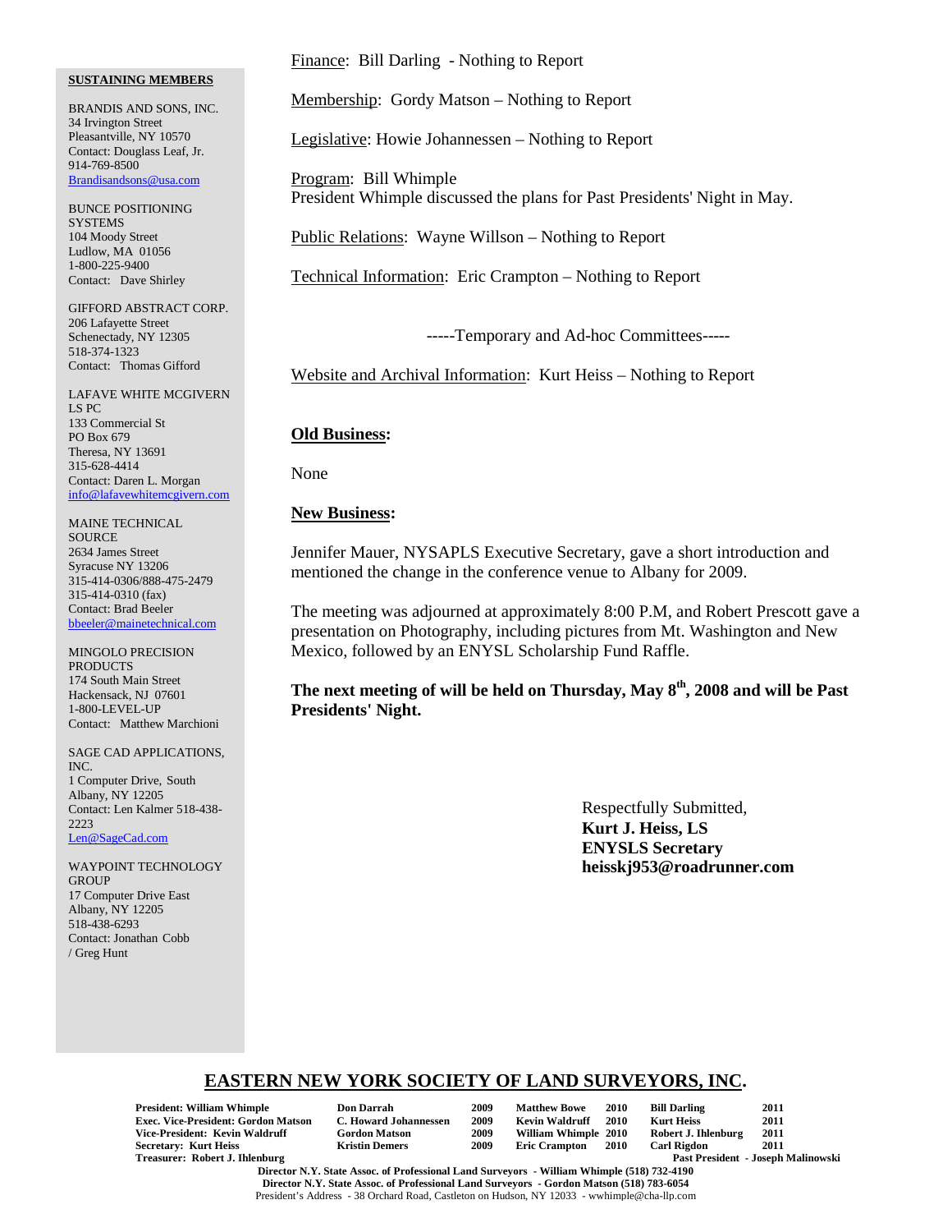Finance: Bill Darling - Nothing to Report

Membership: Gordy Matson – Nothing to Report

Legislative: Howie Johannessen – Nothing to Report

Program: Bill Whimple
President Whimple discussed the plans for Past Presidents' Night in May.

Public Relations: Wayne Willson – Nothing to Report

Technical Information: Eric Crampton – Nothing to Report

-----Temporary and Ad-hoc Committees-----

Website and Archival Information: Kurt Heiss – Nothing to Report

**Old Business:**

None

**New Business:**

Jennifer Mauer, NYSAPLS Executive Secretary, gave a short introduction and mentioned the change in the conference venue to Albany for 2009.

The meeting was adjourned at approximately 8:00 P.M, and Robert Prescott gave a presentation on Photography, including pictures from Mt. Washington and New Mexico, followed by an ENYSL Scholarship Fund Raffle.

**The next meeting of will be held on Thursday, May 8th, 2008 and will be Past Presidents' Night.**

Respectfully Submitted,
**Kurt J. Heiss, LS**
**ENYSLS Secretary**
**heisskj953@roadrunner.com**

**SUSTAINING MEMBERS**

BRANDIS AND SONS, INC.
34 Irvington Street
Pleasantville, NY 10570
Contact: Douglass Leaf, Jr.
914-769-8500
Brandisandsons@usa.com

BUNCE POSITIONING SYSTEMS
104 Moody Street
Ludlow, MA 01056
1-800-225-9400
Contact: Dave Shirley

GIFFORD ABSTRACT CORP.
206 Lafayette Street
Schenectady, NY 12305
518-374-1323
Contact: Thomas Gifford

LAFAVE WHITE MCGIVERN LS PC
133 Commercial St
PO Box 679
Theresa, NY 13691
315-628-4414
Contact: Daren L. Morgan
info@lafavewhitemcgivern.com

MAINE TECHNICAL SOURCE
2634 James Street
Syracuse NY 13206
315-414-0306/888-475-2479
315-414-0310 (fax)
Contact: Brad Beeler
bbeeler@mainetechnical.com

MINGOLO PRECISION PRODUCTS
174 South Main Street
Hackensack, NJ 07601
1-800-LEVEL-UP
Contact: Matthew Marchioni

SAGE CAD APPLICATIONS, INC.
1 Computer Drive, South
Albany, NY 12205
Contact: Len Kalmer 518-438-2223
Len@SageCad.com

WAYPOINT TECHNOLOGY GROUP
17 Computer Drive East
Albany, NY 12205
518-438-6293
Contact: Jonathan Cobb / Greg Hunt

## EASTERN NEW YORK SOCIETY OF LAND SURVEYORS, INC.

| | | | | | | | |
|---|---|---|---|---|---|---|---|
| **President: William Whimple** | **Don Darrah** | **2009** | **Matthew Bowe** | **2010** | **Bill Darling** | **2011** |
| **Exec. Vice-President: Gordon Matson** | **C. Howard Johannessen** | **2009** | **Kevin Waldruff** | **2010** | **Kurt Heiss** | **2011** |
| **Vice-President: Kevin Waldruff** | **Gordon Matson** | **2009** | **William Whimple** | **2010** | **Robert J. Ihlenburg** | **2011** |
| **Secretary: Kurt Heiss** | **Kristin Demers** | **2009** | **Eric Crampton** | **2010** | **Carl Rigdon** | **2011** |
| **Treasurer: Robert J. Ihlenburg** | | | | | **Past President - Joseph Malinowski** | |

**Director N.Y. State Assoc. of Professional Land Surveyors - William Whimple (518) 732-4190**
**Director N.Y. State Assoc. of Professional Land Surveyors - Gordon Matson (518) 783-6054**
President's Address - 38 Orchard Road, Castleton on Hudson, NY 12033 - wwhimple@cha-llp.com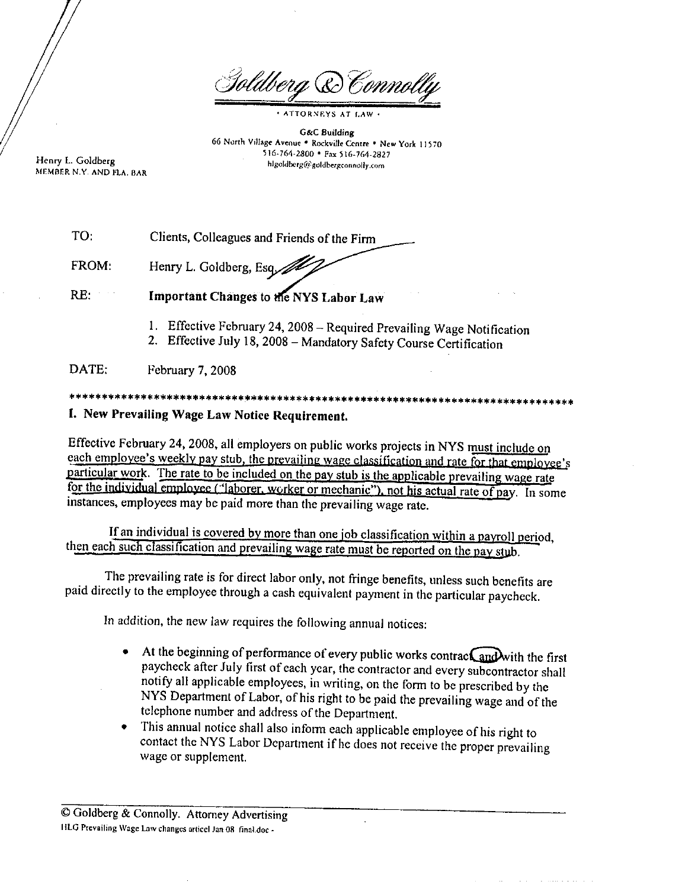Goldberg & Connolly

· ATTORNEYS AT LAW ·

G&C Building
66 North Village Avenue • Rockville Centre • New York 11570
516-764-2800 • Fax 516-764-2827
hlgoldberg@goldbergconnolly.com

Henry L. Goldberg
MEMBER N.Y. AND FLA. BAR

| | |
|---|---|
| TO: | Clients, Colleagues and Friends of the Firm |
| FROM: | Henry L. Goldberg, Esq. |
| RE: | **Important Changes to the NYS Labor Law** |
| | 1. Effective February 24, 2008 – Required Prevailing Wage Notification<br>2. Effective July 18, 2008 – Mandatory Safety Course Certification |
| DATE: | February 7, 2008 |

*******************************************************************************

## I. New Prevailing Wage Law Notice Requirement.

Effective February 24, 2008, all employers on public works projects in NYS must include on each employee's weekly pay stub, the prevailing wage classification and rate for that employee's particular work. The rate to be included on the pay stub is the applicable prevailing wage rate for the individual employee ("laborer, worker or mechanic"), not his actual rate of pay. In some instances, employees may be paid more than the prevailing wage rate.

If an individual is covered by more than one job classification within a payroll period, then each such classification and prevailing wage rate must be reported on the pay stub.

The prevailing rate is for direct labor only, not fringe benefits, unless such benefits are paid directly to the employee through a cash equivalent payment in the particular paycheck.

In addition, the new law requires the following annual notices:

- At the beginning of performance of every public works contract and with the first paycheck after July first of each year, the contractor and every subcontractor shall notify all applicable employees, in writing, on the form to be prescribed by the NYS Department of Labor, of his right to be paid the prevailing wage and of the telephone number and address of the Department.
- This annual notice shall also inform each applicable employee of his right to contact the NYS Labor Department if he does not receive the proper prevailing wage or supplement.

© Goldberg & Connolly. Attorney Advertising
HLG Prevailing Wage Law changes articel Jan 08 final.doc -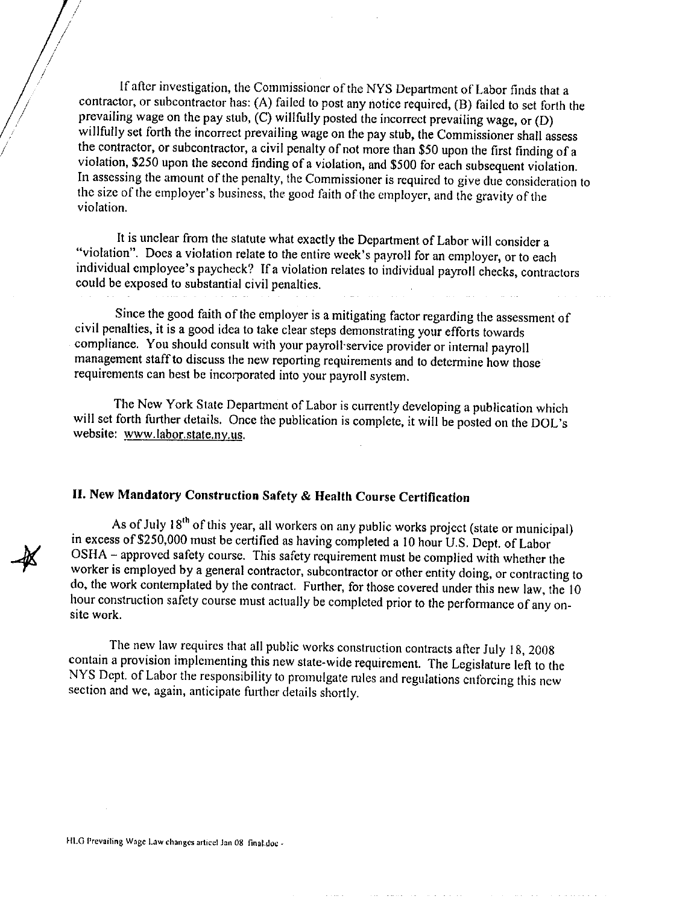If after investigation, the Commissioner of the NYS Department of Labor finds that a contractor, or subcontractor has: (A) failed to post any notice required, (B) failed to set forth the prevailing wage on the pay stub, (C) willfully posted the incorrect prevailing wage, or (D) willfully set forth the incorrect prevailing wage on the pay stub, the Commissioner shall assess the contractor, or subcontractor, a civil penalty of not more than $50 upon the first finding of a violation, $250 upon the second finding of a violation, and $500 for each subsequent violation. In assessing the amount of the penalty, the Commissioner is required to give due consideration to the size of the employer's business, the good faith of the employer, and the gravity of the violation.

It is unclear from the statute what exactly the Department of Labor will consider a "violation". Does a violation relate to the entire week's payroll for an employer, or to each individual employee's paycheck? If a violation relates to individual payroll checks, contractors could be exposed to substantial civil penalties.

Since the good faith of the employer is a mitigating factor regarding the assessment of civil penalties, it is a good idea to take clear steps demonstrating your efforts towards compliance. You should consult with your payroll service provider or internal payroll management staff to discuss the new reporting requirements and to determine how those requirements can best be incorporated into your payroll system.

The New York State Department of Labor is currently developing a publication which will set forth further details. Once the publication is complete, it will be posted on the DOL's website: www.labor.state.ny.us.

## II. New Mandatory Construction Safety & Health Course Certification

As of July 18th of this year, all workers on any public works project (state or municipal) in excess of $250,000 must be certified as having completed a 10 hour U.S. Dept. of Labor OSHA – approved safety course. This safety requirement must be complied with whether the worker is employed by a general contractor, subcontractor or other entity doing, or contracting to do, the work contemplated by the contract. Further, for those covered under this new law, the 10 hour construction safety course must actually be completed prior to the performance of any on-site work.

The new law requires that all public works construction contracts after July 18, 2008 contain a provision implementing this new state-wide requirement. The Legislature left to the NYS Dept. of Labor the responsibility to promulgate rules and regulations enforcing this new section and we, again, anticipate further details shortly.